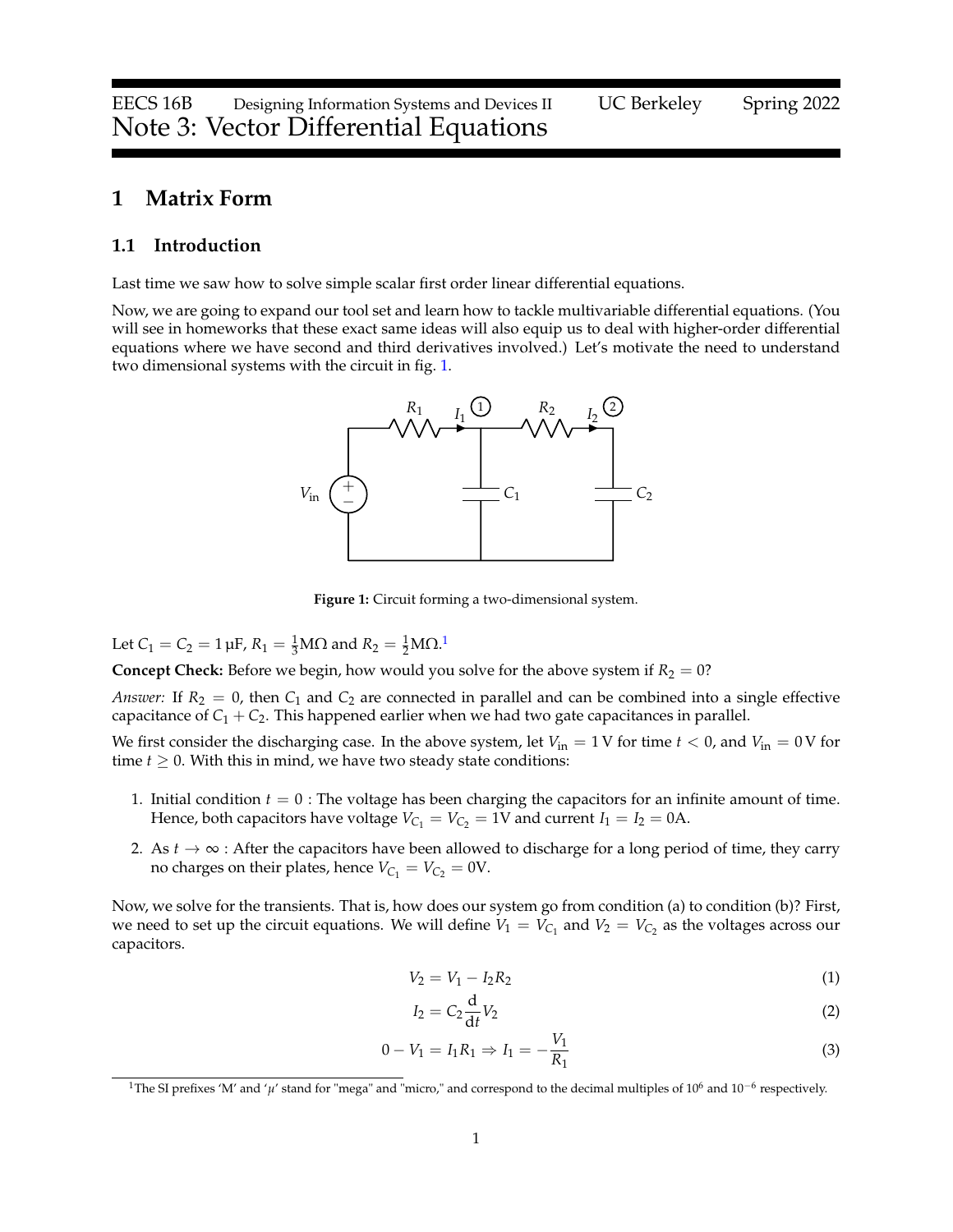# Note 3: Vector Differential Equations

## 1 Matrix Form

### 1.1 Introduction

Last time we saw how to solve simple scalar first order linear differential equations.

Now, we are going to expand our tool set and learn how to tackle multivariable differential equations. (You will see in homeworks that these exact same ideas will also equip us to deal with higher-order differential equations where we have second and third derivatives involved.) Let's motivate the need to understand two dimensional systems with the circuit in fig. 1.

**Figure 1:** Circuit forming a two-dimensional system.

Let $C_1 = C_2 = 1\,\mu\text{F}$, $R_1 = \frac{1}{3}\text{M}\Omega$ and $R_2 = \frac{1}{2}\text{M}\Omega$.[1]

**Concept Check:** Before we begin, how would you solve for the above system if $R_2 = 0$?

*Answer:* If $R_2 = 0$, then $C_1$ and $C_2$ are connected in parallel and can be combined into a single effective capacitance of $C_1 + C_2$. This happened earlier when we had two gate capacitances in parallel.

We first consider the discharging case. In the above system, let $V_{\text{in}} = 1\,\text{V}$ for time $t < 0$, and $V_{\text{in}} = 0\,\text{V}$ for time $t \geq 0$. With this in mind, we have two steady state conditions:

1. Initial condition $t = 0$ : The voltage has been charging the capacitors for an infinite amount of time. Hence, both capacitors have voltage $V_{C_1} = V_{C_2} = 1\text{V}$ and current $I_1 = I_2 = 0\text{A}$.
2. As $t \to \infty$ : After the capacitors have been allowed to discharge for a long period of time, they carry no charges on their plates, hence $V_{C_1} = V_{C_2} = 0\text{V}$.

Now, we solve for the transients. That is, how does our system go from condition (a) to condition (b)? First, we need to set up the circuit equations. We will define $V_1 = V_{C_1}$ and $V_2 = V_{C_2}$ as the voltages across our capacitors.

$$V_2 = V_1 - I_2 R_2 \tag{1}$$

$$I_2 = C_2 \frac{\mathrm{d}}{\mathrm{d}t} V_2 \tag{2}$$

$$0 - V_1 = I_1 R_1 \Rightarrow I_1 = -\frac{V_1}{R_1} \tag{3}$$

[1] The SI prefixes 'M' and '$\mu$' stand for "mega" and "micro," and correspond to the decimal multiples of $10^6$ and $10^{-6}$ respectively.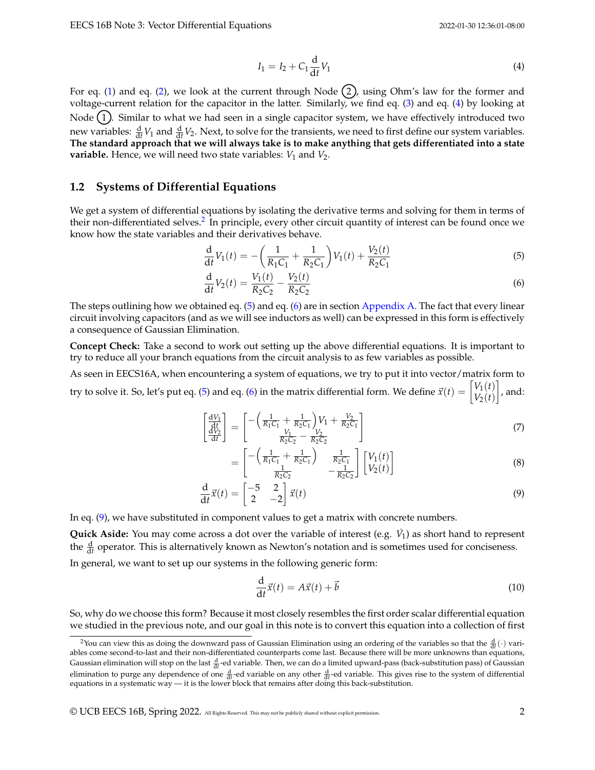$$I_1 = I_2 + C_1 \frac{\mathrm{d}}{\mathrm{d}t} V_1 \tag{4}$$

For eq. (1) and eq. (2), we look at the current through Node (2), using Ohm's law for the former and voltage-current relation for the capacitor in the latter. Similarly, we find eq. (3) and eq. (4) by looking at Node (1). Similar to what we had seen in a single capacitor system, we have effectively introduced two new variables: $\frac{\mathrm{d}}{\mathrm{d}t} V_1$ and $\frac{\mathrm{d}}{\mathrm{d}t} V_2$. Next, to solve for the transients, we need to first define our system variables. **The standard approach that we will always take is to make anything that gets differentiated into a state variable.** Hence, we will need two state variables: $V_1$ and $V_2$.

## 1.2 Systems of Differential Equations

We get a system of differential equations by isolating the derivative terms and solving for them in terms of their non-differentiated selves.[2] In principle, every other circuit quantity of interest can be found once we know how the state variables and their derivatives behave.

$$\frac{\mathrm{d}}{\mathrm{d}t} V_1(t) = -\left(\frac{1}{R_1 C_1} + \frac{1}{R_2 C_1}\right) V_1(t) + \frac{V_2(t)}{R_2 C_1} \tag{5}$$

$$\frac{\mathrm{d}}{\mathrm{d}t} V_2(t) = \frac{V_1(t)}{R_2 C_2} - \frac{V_2(t)}{R_2 C_2} \tag{6}$$

The steps outlining how we obtained eq. (5) and eq. (6) are in section Appendix A. The fact that every linear circuit involving capacitors (and as we will see inductors as well) can be expressed in this form is effectively a consequence of Gaussian Elimination.

**Concept Check:** Take a second to work out setting up the above differential equations. It is important to try to reduce all your branch equations from the circuit analysis to as few variables as possible.

As seen in EECS16A, when encountering a system of equations, we try to put it into vector/matrix form to try to solve it. So, let's put eq. (5) and eq. (6) in the matrix differential form. We define $\vec{x}(t) = \begin{bmatrix} V_1(t) \\ V_2(t) \end{bmatrix}$, and:

$$\begin{bmatrix} \frac{\mathrm{d}V_1}{\mathrm{d}t} \\ \frac{\mathrm{d}V_2}{\mathrm{d}t} \end{bmatrix} = \begin{bmatrix} -\left(\frac{1}{R_1 C_1} + \frac{1}{R_2 C_1}\right) V_1 + \frac{V_2}{R_2 C_1} \\ \frac{V_1}{R_2 C_2} - \frac{V_2}{R_2 C_2} \end{bmatrix} \tag{7}$$

$$= \begin{bmatrix} -\left(\frac{1}{R_1 C_1} + \frac{1}{R_2 C_1}\right) & \frac{1}{R_2 C_1} \\ \frac{1}{R_2 C_2} & -\frac{1}{R_2 C_2} \end{bmatrix} \begin{bmatrix} V_1(t) \\ V_2(t) \end{bmatrix} \tag{8}$$

$$\frac{\mathrm{d}}{\mathrm{d}t} \vec{x}(t) = \begin{bmatrix} -5 & 2 \\ 2 & -2 \end{bmatrix} \vec{x}(t) \tag{9}$$

In eq. (9), we have substituted in component values to get a matrix with concrete numbers.

**Quick Aside:** You may come across a dot over the variable of interest (e.g. $\dot{V}_1$) as short hand to represent the $\frac{\mathrm{d}}{\mathrm{d}t}$ operator. This is alternatively known as Newton's notation and is sometimes used for conciseness.

In general, we want to set up our systems in the following generic form:

$$\frac{\mathrm{d}}{\mathrm{d}t} \vec{x}(t) = A\vec{x}(t) + \vec{b} \tag{10}$$

So, why do we choose this form? Because it most closely resembles the first order scalar differential equation we studied in the previous note, and our goal in this note is to convert this equation into a collection of first

[2] You can view this as doing the downward pass of Gaussian Elimination using an ordering of the variables so that the $\frac{\mathrm{d}}{\mathrm{d}t}(\cdot)$ variables come second-to-last and their non-differentiated counterparts come last. Because there will be more unknowns than equations, Gaussian elimination will stop on the last $\frac{\mathrm{d}}{\mathrm{d}t}$-ed variable. Then, we can do a limited upward-pass (back-substitution pass) of Gaussian elimination to purge any dependence of one $\frac{\mathrm{d}}{\mathrm{d}t}$-ed variable on any other $\frac{\mathrm{d}}{\mathrm{d}t}$-ed variable. This gives rise to the system of differential equations in a systematic way — it is the lower block that remains after doing this back-substitution.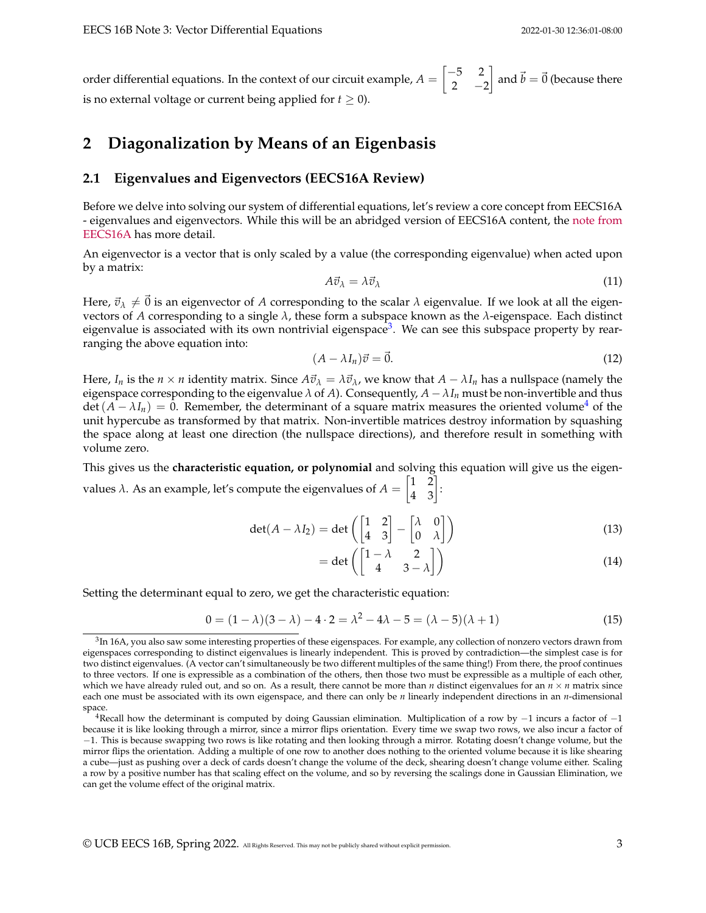order differential equations. In the context of our circuit example, $A = \begin{bmatrix} -5 & 2 \\ 2 & -2 \end{bmatrix}$ and $\vec{b} = \vec{0}$ (because there is no external voltage or current being applied for $t \geq 0$).

## 2 Diagonalization by Means of an Eigenbasis

### 2.1 Eigenvalues and Eigenvectors (EECS16A Review)

Before we delve into solving our system of differential equations, let's review a core concept from EECS16A - eigenvalues and eigenvectors. While this will be an abridged version of EECS16A content, the note from EECS16A has more detail.

An eigenvector is a vector that is only scaled by a value (the corresponding eigenvalue) when acted upon by a matrix:

$$A\vec{v}_\lambda = \lambda \vec{v}_\lambda \tag{11}$$

Here, $\vec{v}_\lambda \neq \vec{0}$ is an eigenvector of $A$ corresponding to the scalar $\lambda$ eigenvalue. If we look at all the eigenvectors of $A$ corresponding to a single $\lambda$, these form a subspace known as the $\lambda$-eigenspace. Each distinct eigenvalue is associated with its own nontrivial eigenspace[3]. We can see this subspace property by rearranging the above equation into:

$$(A - \lambda I_n)\vec{v} = \vec{0}. \tag{12}$$

Here, $I_n$ is the $n \times n$ identity matrix. Since $A\vec{v}_\lambda = \lambda\vec{v}_\lambda$, we know that $A - \lambda I_n$ has a nullspace (namely the eigenspace corresponding to the eigenvalue $\lambda$ of $A$). Consequently, $A - \lambda I_n$ must be non-invertible and thus $\det(A - \lambda I_n) = 0$. Remember, the determinant of a square matrix measures the oriented volume[4] of the unit hypercube as transformed by that matrix. Non-invertible matrices destroy information by squashing the space along at least one direction (the nullspace directions), and therefore result in something with volume zero.

This gives us the **characteristic equation, or polynomial** and solving this equation will give us the eigenvalues $\lambda$. As an example, let's compute the eigenvalues of $A = \begin{bmatrix} 1 & 2 \\ 4 & 3 \end{bmatrix}$:

$$\det(A - \lambda I_2) = \det\left(\begin{bmatrix} 1 & 2 \\ 4 & 3 \end{bmatrix} - \begin{bmatrix} \lambda & 0 \\ 0 & \lambda \end{bmatrix}\right) \tag{13}$$

$$= \det\left(\begin{bmatrix} 1-\lambda & 2 \\ 4 & 3-\lambda \end{bmatrix}\right) \tag{14}$$

Setting the determinant equal to zero, we get the characteristic equation:

$$0 = (1-\lambda)(3-\lambda) - 4 \cdot 2 = \lambda^2 - 4\lambda - 5 = (\lambda - 5)(\lambda + 1) \tag{15}$$

---

[3] In 16A, you also saw some interesting properties of these eigenspaces. For example, any collection of nonzero vectors drawn from eigenspaces corresponding to distinct eigenvalues is linearly independent. This is proved by contradiction—the simplest case is for two distinct eigenvalues. (A vector can't simultaneously be two different multiples of the same thing!) From there, the proof continues to three vectors. If one is expressible as a combination of the others, then those two must be expressible as a multiple of each other, which we have already ruled out, and so on. As a result, there cannot be more than $n$ distinct eigenvalues for an $n \times n$ matrix since each one must be associated with its own eigenspace, and there can only be $n$ linearly independent directions in an $n$-dimensional space.

[4] Recall how the determinant is computed by doing Gaussian elimination. Multiplication of a row by $-1$ incurs a factor of $-1$ because it is like looking through a mirror, since a mirror flips orientation. Every time we swap two rows, we also incur a factor of $-1$. This is because swapping two rows is like rotating and then looking through a mirror. Rotating doesn't change volume, but the mirror flips the orientation. Adding a multiple of one row to another does nothing to the oriented volume because it is like shearing a cube—just as pushing over a deck of cards doesn't change the volume of the deck, shearing doesn't change volume either. Scaling a row by a positive number has that scaling effect on the volume, and so by reversing the scalings done in Gaussian Elimination, we can get the volume effect of the original matrix.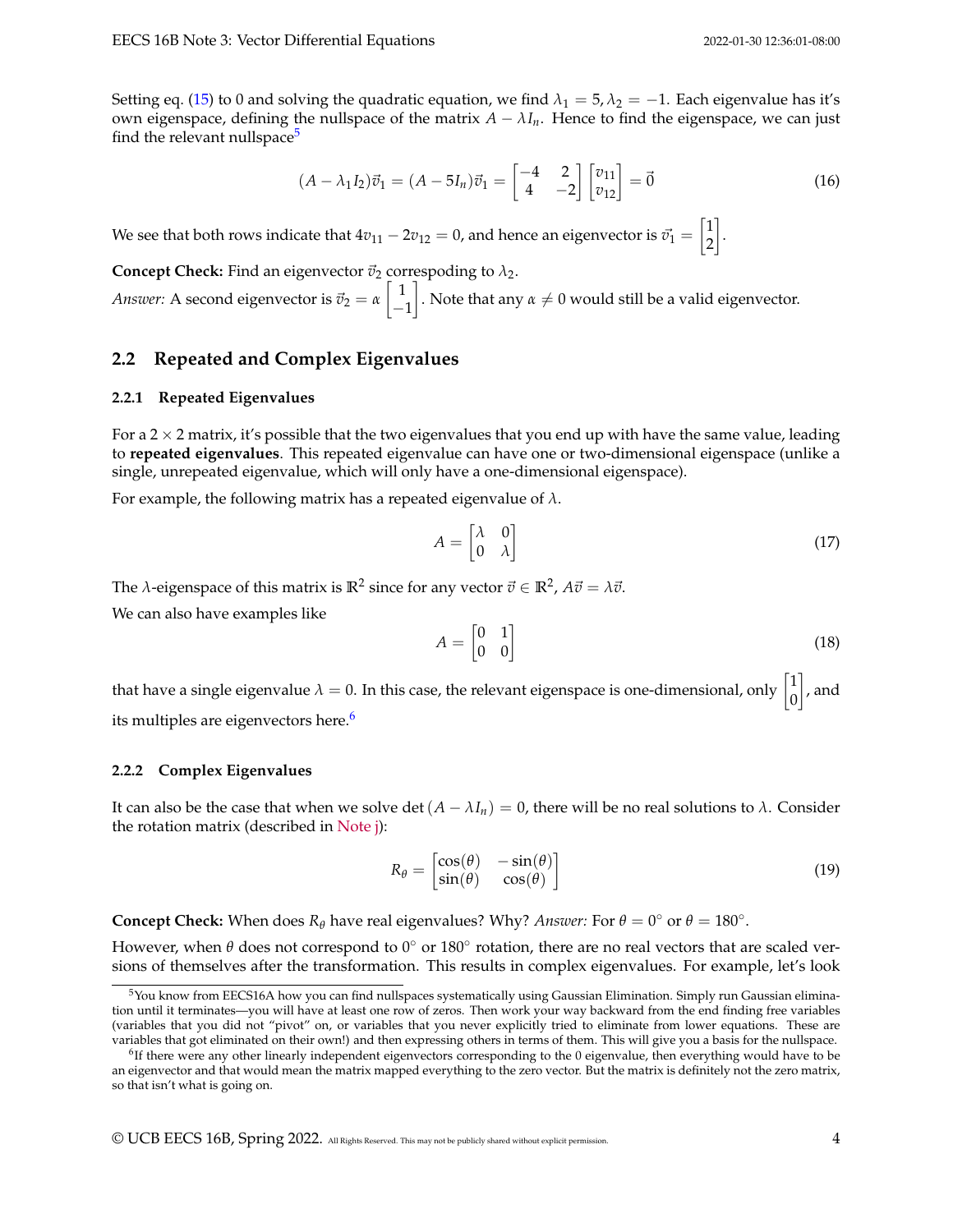Setting eq. (15) to 0 and solving the quadratic equation, we find $\lambda_1 = 5, \lambda_2 = -1$. Each eigenvalue has it's own eigenspace, defining the nullspace of the matrix $A - \lambda I_n$. Hence to find the eigenspace, we can just find the relevant nullspace[5]

$$(A - \lambda_1 I_2)\vec{v}_1 = (A - 5I_n)\vec{v}_1 = \begin{bmatrix} -4 & 2 \\ 4 & -2 \end{bmatrix} \begin{bmatrix} v_{11} \\ v_{12} \end{bmatrix} = \vec{0} \tag{16}$$

We see that both rows indicate that $4v_{11} - 2v_{12} = 0$, and hence an eigenvector is $\vec{v}_1 = \begin{bmatrix} 1 \\ 2 \end{bmatrix}$.

**Concept Check:** Find an eigenvector $\vec{v}_2$ correspoding to $\lambda_2$.

*Answer:* A second eigenvector is $\vec{v}_2 = \alpha \begin{bmatrix} 1 \\ -1 \end{bmatrix}$. Note that any $\alpha \neq 0$ would still be a valid eigenvector.

## 2.2 Repeated and Complex Eigenvalues

### 2.2.1 Repeated Eigenvalues

For a $2 \times 2$ matrix, it's possible that the two eigenvalues that you end up with have the same value, leading to **repeated eigenvalues**. This repeated eigenvalue can have one or two-dimensional eigenspace (unlike a single, unrepeated eigenvalue, which will only have a one-dimensional eigenspace).

For example, the following matrix has a repeated eigenvalue of $\lambda$.

$$A = \begin{bmatrix} \lambda & 0 \\ 0 & \lambda \end{bmatrix} \tag{17}$$

The $\lambda$-eigenspace of this matrix is $\mathbb{R}^2$ since for any vector $\vec{v} \in \mathbb{R}^2$, $A\vec{v} = \lambda\vec{v}$.

We can also have examples like

$$A = \begin{bmatrix} 0 & 1 \\ 0 & 0 \end{bmatrix} \tag{18}$$

that have a single eigenvalue $\lambda = 0$. In this case, the relevant eigenspace is one-dimensional, only $\begin{bmatrix} 1 \\ 0 \end{bmatrix}$, and its multiples are eigenvectors here.[6]

### 2.2.2 Complex Eigenvalues

It can also be the case that when we solve $\det(A - \lambda I_n) = 0$, there will be no real solutions to $\lambda$. Consider the rotation matrix (described in Note j):

$$R_\theta = \begin{bmatrix} \cos(\theta) & -\sin(\theta) \\ \sin(\theta) & \cos(\theta) \end{bmatrix} \tag{19}$$

**Concept Check:** When does $R_\theta$ have real eigenvalues? Why? *Answer:* For $\theta = 0^\circ$ or $\theta = 180^\circ$.

However, when $\theta$ does not correspond to $0^\circ$ or $180^\circ$ rotation, there are no real vectors that are scaled versions of themselves after the transformation. This results in complex eigenvalues. For example, let's look

---

[5] You know from EECS16A how you can find nullspaces systematically using Gaussian Elimination. Simply run Gaussian elimination until it terminates—you will have at least one row of zeros. Then work your way backward from the end finding free variables (variables that you did not "pivot" on, or variables that you never explicitly tried to eliminate from lower equations. These are variables that got eliminated on their own!) and then expressing others in terms of them. This will give you a basis for the nullspace.

[6] If there were any other linearly independent eigenvectors corresponding to the 0 eigenvalue, then everything would have to be an eigenvector and that would mean the matrix mapped everything to the zero vector. But the matrix is definitely not the zero matrix, so that isn't what is going on.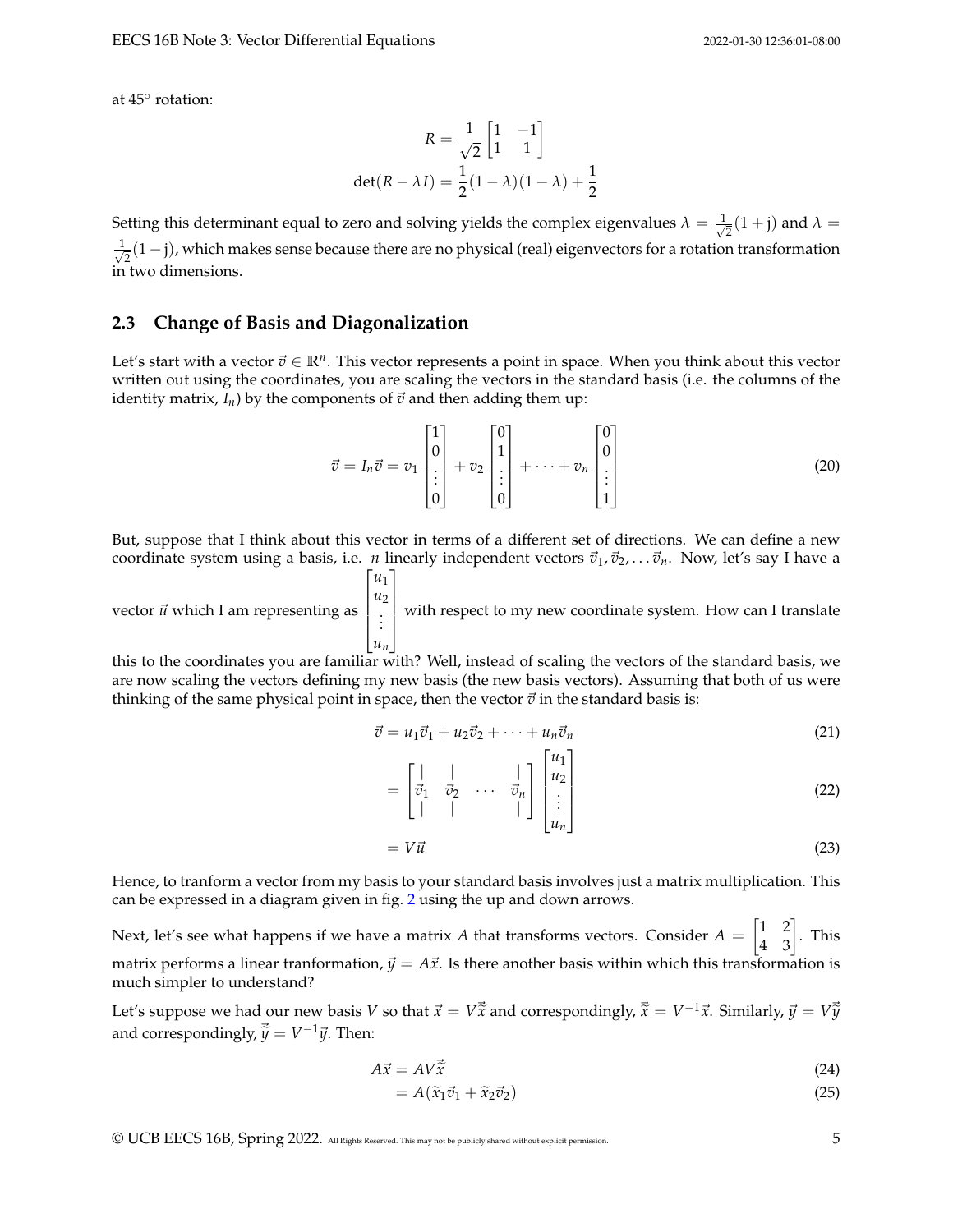at 45° rotation:

$$R = \frac{1}{\sqrt{2}}\begin{bmatrix} 1 & -1 \\ 1 & 1 \end{bmatrix}$$

$$\det(R - \lambda I) = \frac{1}{2}(1-\lambda)(1-\lambda) + \frac{1}{2}$$

Setting this determinant equal to zero and solving yields the complex eigenvalues $\lambda = \frac{1}{\sqrt{2}}(1+\mathrm{j})$ and $\lambda = \frac{1}{\sqrt{2}}(1-\mathrm{j})$, which makes sense because there are no physical (real) eigenvectors for a rotation transformation in two dimensions.

## 2.3 Change of Basis and Diagonalization

Let's start with a vector $\vec{v} \in \mathbb{R}^n$. This vector represents a point in space. When you think about this vector written out using the coordinates, you are scaling the vectors in the standard basis (i.e. the columns of the identity matrix, $I_n$) by the components of $\vec{v}$ and then adding them up:

$$\vec{v} = I_n \vec{v} = v_1 \begin{bmatrix} 1 \\ 0 \\ \vdots \\ 0 \end{bmatrix} + v_2 \begin{bmatrix} 0 \\ 1 \\ \vdots \\ 0 \end{bmatrix} + \cdots + v_n \begin{bmatrix} 0 \\ 0 \\ \vdots \\ 1 \end{bmatrix} \tag{20}$$

But, suppose that I think about this vector in terms of a different set of directions. We can define a new coordinate system using a basis, i.e. $n$ linearly independent vectors $\vec{v}_1, \vec{v}_2, \ldots \vec{v}_n$. Now, let's say I have a vector $\vec{u}$ which I am representing as $\begin{bmatrix} u_1 \\ u_2 \\ \vdots \\ u_n \end{bmatrix}$ with respect to my new coordinate system. How can I translate this to the coordinates you are familiar with? Well, instead of scaling the vectors of the standard basis, we are now scaling the vectors defining my new basis (the new basis vectors). Assuming that both of us were thinking of the same physical point in space, then the vector $\vec{v}$ in the standard basis is:

$$\vec{v} = u_1 \vec{v}_1 + u_2 \vec{v}_2 + \cdots + u_n \vec{v}_n \tag{21}$$

$$= \begin{bmatrix} | & | & & | \\ \vec{v}_1 & \vec{v}_2 & \cdots & \vec{v}_n \\ | & | & & | \end{bmatrix} \begin{bmatrix} u_1 \\ u_2 \\ \vdots \\ u_n \end{bmatrix} \tag{22}$$

$$= V\vec{u} \tag{23}$$

Hence, to tranform a vector from my basis to your standard basis involves just a matrix multiplication. This can be expressed in a diagram given in fig. 2 using the up and down arrows.

Next, let's see what happens if we have a matrix $A$ that transforms vectors. Consider $A = \begin{bmatrix} 1 & 2 \\ 4 & 3 \end{bmatrix}$. This matrix performs a linear tranformation, $\vec{y} = A\vec{x}$. Is there another basis within which this transformation is much simpler to understand?

Let's suppose we had our new basis $V$ so that $\vec{x} = V\vec{\tilde{x}}$ and correspondingly, $\vec{\tilde{x}} = V^{-1}\vec{x}$. Similarly, $\vec{y} = V\vec{\tilde{y}}$ and correspondingly, $\vec{\tilde{y}} = V^{-1}\vec{y}$. Then:

$$A\vec{x} = AV\vec{\tilde{x}} \tag{24}$$

$$= A(\tilde{x}_1\vec{v}_1 + \tilde{x}_2\vec{v}_2) \tag{25}$$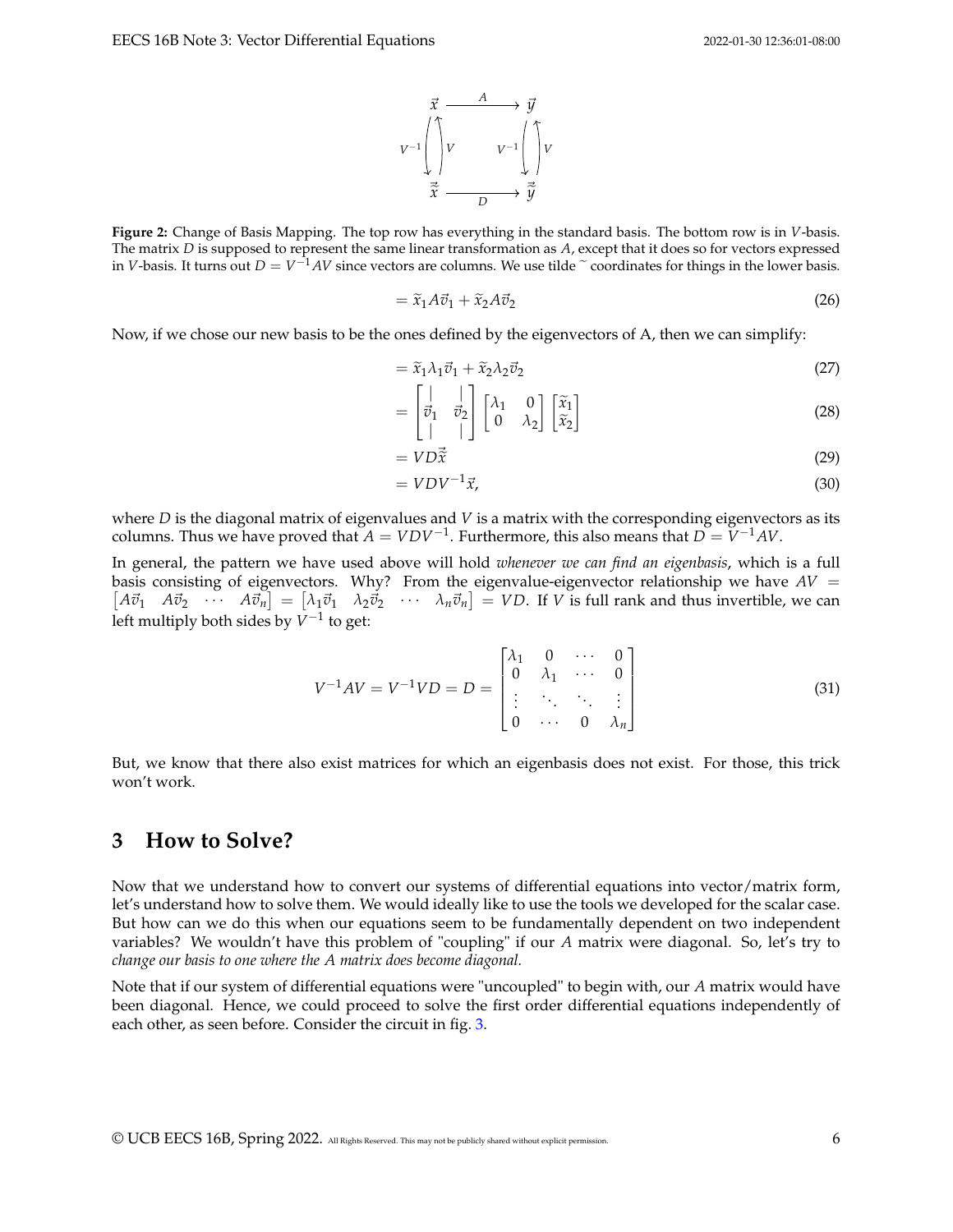**Figure 2:** Change of Basis Mapping. The top row has everything in the standard basis. The bottom row is in $V$-basis. The matrix $D$ is supposed to represent the same linear transformation as $A$, except that it does so for vectors expressed in $V$-basis. It turns out $D = V^{-1}AV$ since vectors are columns. We use tilde $\widetilde{}$ coordinates for things in the lower basis.

$$= \widetilde{x}_1 A\vec{v}_1 + \widetilde{x}_2 A\vec{v}_2 \tag{26}$$

Now, if we chose our new basis to be the ones defined by the eigenvectors of A, then we can simplify:

$$= \widetilde{x}_1 \lambda_1 \vec{v}_1 + \widetilde{x}_2 \lambda_2 \vec{v}_2 \tag{27}$$

$$= \begin{bmatrix} | & | \\ \vec{v}_1 & \vec{v}_2 \\ | & | \end{bmatrix} \begin{bmatrix} \lambda_1 & 0 \\ 0 & \lambda_2 \end{bmatrix} \begin{bmatrix} \widetilde{x}_1 \\ \widetilde{x}_2 \end{bmatrix} \tag{28}$$

$$= VD\vec{\widetilde{x}} \tag{29}$$

$$= VDV^{-1}\vec{x}, \tag{30}$$

where $D$ is the diagonal matrix of eigenvalues and $V$ is a matrix with the corresponding eigenvectors as its columns. Thus we have proved that $A = VDV^{-1}$. Furthermore, this also means that $D = V^{-1}AV$.

In general, the pattern we have used above will hold *whenever we can find an eigenbasis*, which is a full basis consisting of eigenvectors. Why? From the eigenvalue-eigenvector relationship we have $AV = \begin{bmatrix} A\vec{v}_1 & A\vec{v}_2 & \cdots & A\vec{v}_n \end{bmatrix} = \begin{bmatrix} \lambda_1\vec{v}_1 & \lambda_2\vec{v}_2 & \cdots & \lambda_n\vec{v}_n \end{bmatrix} = VD$. If $V$ is full rank and thus invertible, we can left multiply both sides by $V^{-1}$ to get:

$$V^{-1}AV = V^{-1}VD = D = \begin{bmatrix} \lambda_1 & 0 & \cdots & 0 \\ 0 & \lambda_1 & \cdots & 0 \\ \vdots & \ddots & \ddots & \vdots \\ 0 & \cdots & 0 & \lambda_n \end{bmatrix} \tag{31}$$

But, we know that there also exist matrices for which an eigenbasis does not exist. For those, this trick won't work.

## 3 How to Solve?

Now that we understand how to convert our systems of differential equations into vector/matrix form, let's understand how to solve them. We would ideally like to use the tools we developed for the scalar case. But how can we do this when our equations seem to be fundamentally dependent on two independent variables? We wouldn't have this problem of "coupling" if our $A$ matrix were diagonal. So, let's try to *change our basis to one where the A matrix does become diagonal.*

Note that if our system of differential equations were "uncoupled" to begin with, our $A$ matrix would have been diagonal. Hence, we could proceed to solve the first order differential equations independently of each other, as seen before. Consider the circuit in fig. 3.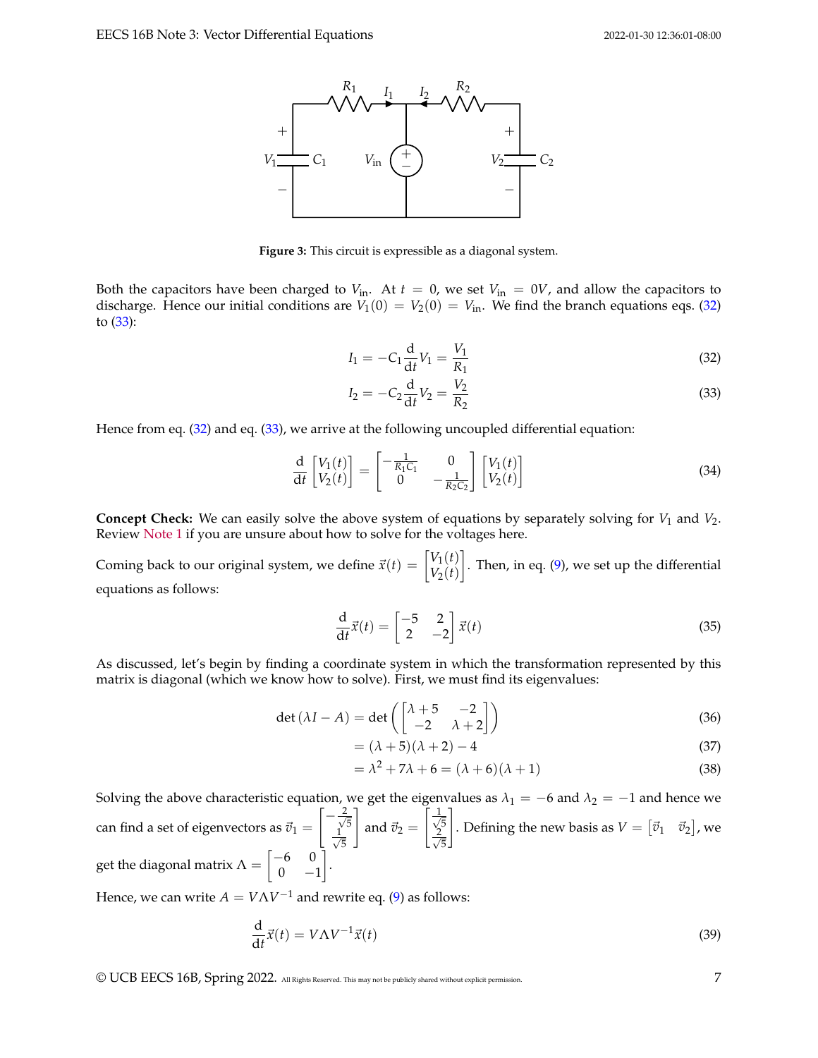**Figure 3:** This circuit is expressible as a diagonal system.

Both the capacitors have been charged to $V_{\text{in}}$. At $t = 0$, we set $V_{\text{in}} = 0V$, and allow the capacitors to discharge. Hence our initial conditions are $V_1(0) = V_2(0) = V_{\text{in}}$. We find the branch equations eqs. (32) to (33):

$$I_1 = -C_1 \frac{\mathrm{d}}{\mathrm{d}t} V_1 = \frac{V_1}{R_1} \tag{32}$$

$$I_2 = -C_2 \frac{\mathrm{d}}{\mathrm{d}t} V_2 = \frac{V_2}{R_2} \tag{33}$$

Hence from eq. (32) and eq. (33), we arrive at the following uncoupled differential equation:

$$\frac{\mathrm{d}}{\mathrm{d}t} \begin{bmatrix} V_1(t) \\ V_2(t) \end{bmatrix} = \begin{bmatrix} -\frac{1}{R_1 C_1} & 0 \\ 0 & -\frac{1}{R_2 C_2} \end{bmatrix} \begin{bmatrix} V_1(t) \\ V_2(t) \end{bmatrix} \tag{34}$$

**Concept Check:** We can easily solve the above system of equations by separately solving for $V_1$ and $V_2$. Review Note 1 if you are unsure about how to solve for the voltages here.

Coming back to our original system, we define $\vec{x}(t) = \begin{bmatrix} V_1(t) \\ V_2(t) \end{bmatrix}$. Then, in eq. (9), we set up the differential equations as follows:

$$\frac{\mathrm{d}}{\mathrm{d}t} \vec{x}(t) = \begin{bmatrix} -5 & 2 \\ 2 & -2 \end{bmatrix} \vec{x}(t) \tag{35}$$

As discussed, let's begin by finding a coordinate system in which the transformation represented by this matrix is diagonal (which we know how to solve). First, we must find its eigenvalues:

$$\det(\lambda I - A) = \det\left( \begin{bmatrix} \lambda + 5 & -2 \\ -2 & \lambda + 2 \end{bmatrix} \right) \tag{36}$$

$$= (\lambda + 5)(\lambda + 2) - 4 \tag{37}$$

$$= \lambda^2 + 7\lambda + 6 = (\lambda + 6)(\lambda + 1) \tag{38}$$

Solving the above characteristic equation, we get the eigenvalues as $\lambda_1 = -6$ and $\lambda_2 = -1$ and hence we can find a set of eigenvectors as $\vec{v}_1 = \begin{bmatrix} -\frac{2}{\sqrt{5}} \\ \frac{1}{\sqrt{5}} \end{bmatrix}$ and $\vec{v}_2 = \begin{bmatrix} \frac{1}{\sqrt{5}} \\ \frac{2}{\sqrt{5}} \end{bmatrix}$. Defining the new basis as $V = \begin{bmatrix} \vec{v}_1 & \vec{v}_2 \end{bmatrix}$, we get the diagonal matrix $\Lambda = \begin{bmatrix} -6 & 0 \\ 0 & -1 \end{bmatrix}$.

Hence, we can write $A = V \Lambda V^{-1}$ and rewrite eq. (9) as follows:

$$\frac{\mathrm{d}}{\mathrm{d}t} \vec{x}(t) = V \Lambda V^{-1} \vec{x}(t) \tag{39}$$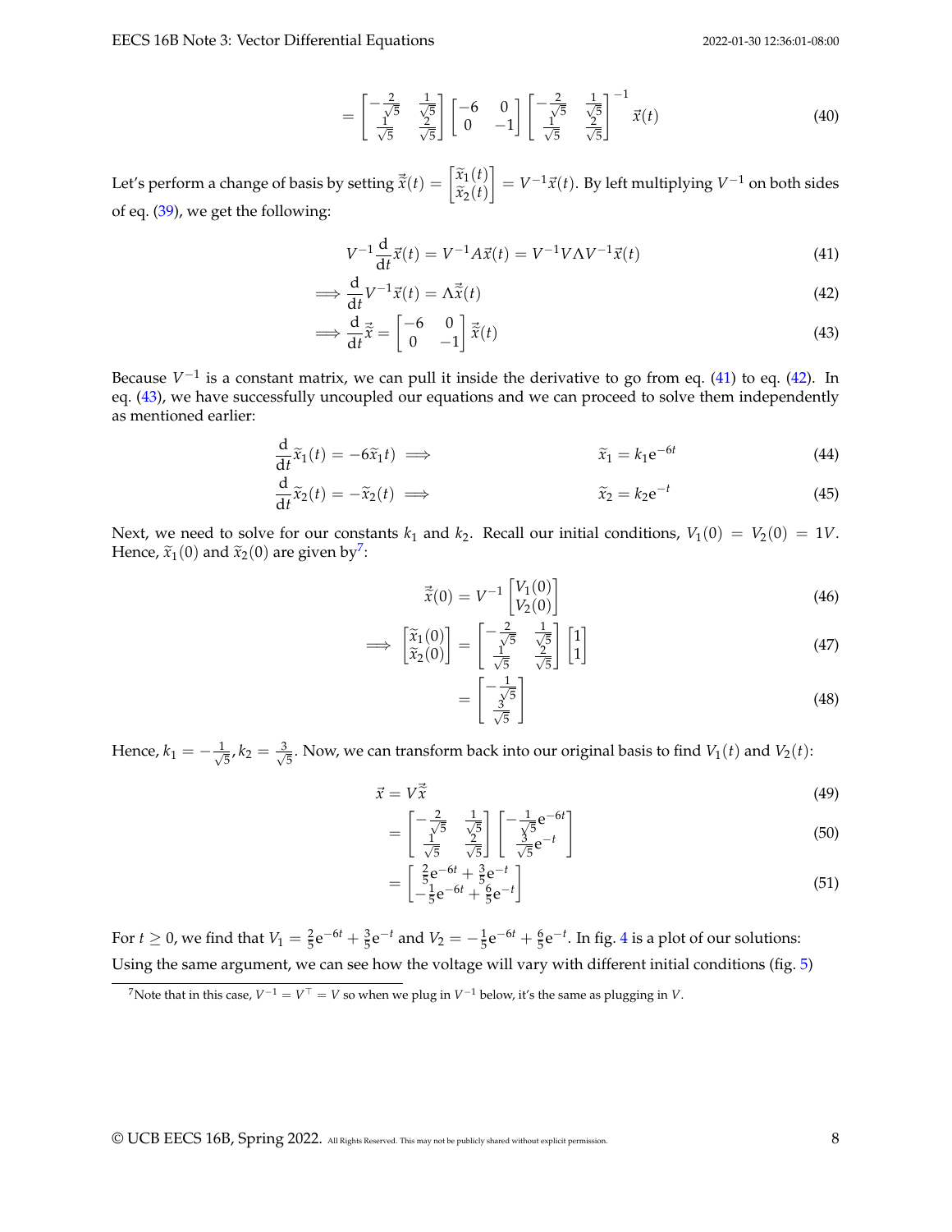$$= \begin{bmatrix} -\frac{2}{\sqrt{5}} & \frac{1}{\sqrt{5}} \\ \frac{1}{\sqrt{5}} & \frac{2}{\sqrt{5}} \end{bmatrix} \begin{bmatrix} -6 & 0 \\ 0 & -1 \end{bmatrix} \begin{bmatrix} -\frac{2}{\sqrt{5}} & \frac{1}{\sqrt{5}} \\ \frac{1}{\sqrt{5}} & \frac{2}{\sqrt{5}} \end{bmatrix}^{-1} \vec{x}(t) \tag{40}$$

Let's perform a change of basis by setting $\vec{\tilde{x}}(t) = \begin{bmatrix} \tilde{x}_1(t) \\ \tilde{x}_2(t) \end{bmatrix} = V^{-1}\vec{x}(t)$. By left multiplying $V^{-1}$ on both sides of eq. (39), we get the following:

$$V^{-1}\frac{\mathrm{d}}{\mathrm{d}t}\vec{x}(t) = V^{-1}A\vec{x}(t) = V^{-1}V\Lambda V^{-1}\vec{x}(t) \tag{41}$$

$$\implies \frac{\mathrm{d}}{\mathrm{d}t}V^{-1}\vec{x}(t) = \Lambda\vec{\tilde{x}}(t) \tag{42}$$

$$\implies \frac{\mathrm{d}}{\mathrm{d}t}\vec{\tilde{x}} = \begin{bmatrix} -6 & 0 \\ 0 & -1 \end{bmatrix} \vec{\tilde{x}}(t) \tag{43}$$

Because $V^{-1}$ is a constant matrix, we can pull it inside the derivative to go from eq. (41) to eq. (42). In eq. (43), we have successfully uncoupled our equations and we can proceed to solve them independently as mentioned earlier:

$$\frac{\mathrm{d}}{\mathrm{d}t}\tilde{x}_1(t) = -6\tilde{x}_1 t) \implies \qquad \tilde{x}_1 = k_1 \mathrm{e}^{-6t} \tag{44}$$

$$\frac{\mathrm{d}}{\mathrm{d}t}\tilde{x}_2(t) = -\tilde{x}_2(t) \implies \qquad \tilde{x}_2 = k_2 \mathrm{e}^{-t} \tag{45}$$

Next, we need to solve for our constants $k_1$ and $k_2$. Recall our initial conditions, $V_1(0) = V_2(0) = 1V$. Hence, $\tilde{x}_1(0)$ and $\tilde{x}_2(0)$ are given by[7]:

$$\vec{\tilde{x}}(0) = V^{-1}\begin{bmatrix} V_1(0) \\ V_2(0) \end{bmatrix} \tag{46}$$

$$\implies \begin{bmatrix} \tilde{x}_1(0) \\ \tilde{x}_2(0) \end{bmatrix} = \begin{bmatrix} -\frac{2}{\sqrt{5}} & \frac{1}{\sqrt{5}} \\ \frac{1}{\sqrt{5}} & \frac{2}{\sqrt{5}} \end{bmatrix} \begin{bmatrix} 1 \\ 1 \end{bmatrix} \tag{47}$$

$$= \begin{bmatrix} -\frac{1}{\sqrt{5}} \\ \frac{3}{\sqrt{5}} \end{bmatrix} \tag{48}$$

Hence, $k_1 = -\frac{1}{\sqrt{5}}, k_2 = \frac{3}{\sqrt{5}}$. Now, we can transform back into our original basis to find $V_1(t)$ and $V_2(t)$:

$$\vec{x} = V\vec{\tilde{x}} \tag{49}$$

$$= \begin{bmatrix} -\frac{2}{\sqrt{5}} & \frac{1}{\sqrt{5}} \\ \frac{1}{\sqrt{5}} & \frac{2}{\sqrt{5}} \end{bmatrix} \begin{bmatrix} -\frac{1}{\sqrt{5}}\mathrm{e}^{-6t} \\ \frac{3}{\sqrt{5}}\mathrm{e}^{-t} \end{bmatrix} \tag{50}$$

$$= \begin{bmatrix} \frac{2}{5}\mathrm{e}^{-6t} + \frac{3}{5}\mathrm{e}^{-t} \\ -\frac{1}{5}\mathrm{e}^{-6t} + \frac{6}{5}\mathrm{e}^{-t} \end{bmatrix} \tag{51}$$

For $t \geq 0$, we find that $V_1 = \frac{2}{5}\mathrm{e}^{-6t} + \frac{3}{5}\mathrm{e}^{-t}$ and $V_2 = -\frac{1}{5}\mathrm{e}^{-6t} + \frac{6}{5}\mathrm{e}^{-t}$. In fig. 4 is a plot of our solutions:
Using the same argument, we can see how the voltage will vary with different initial conditions (fig. 5)

[7] Note that in this case, $V^{-1} = V^{\top} = V$ so when we plug in $V^{-1}$ below, it's the same as plugging in $V$.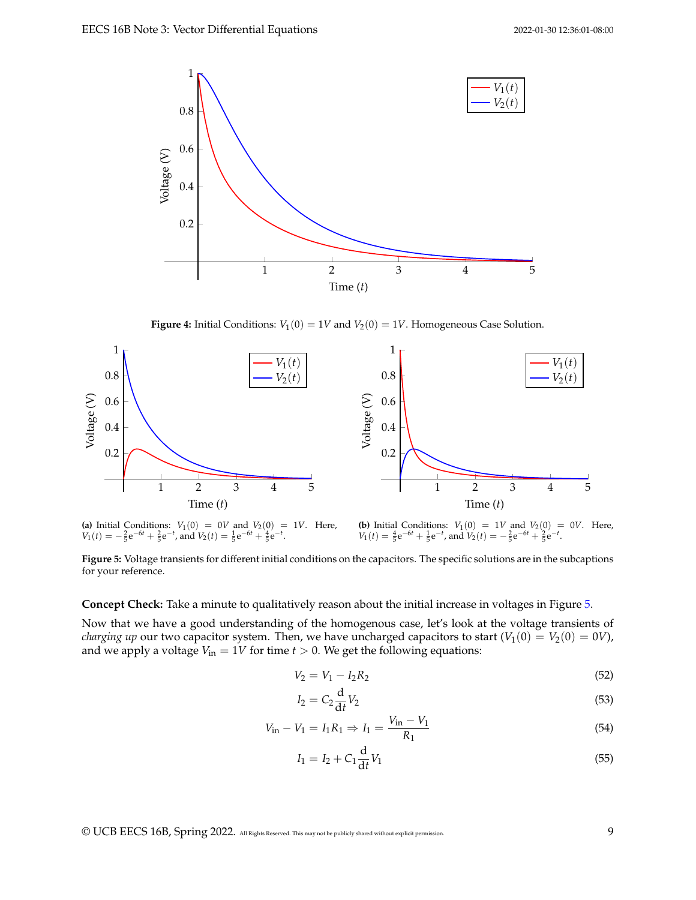**Figure 4:** Initial Conditions: $V_1(0) = 1V$ and $V_2(0) = 1V$. Homogeneous Case Solution.

**(a)** Initial Conditions: $V_1(0) = 0V$ and $V_2(0) = 1V$. Here, $V_1(t) = -\frac{2}{5}e^{-6t} + \frac{2}{5}e^{-t}$, and $V_2(t) = \frac{1}{5}e^{-6t} + \frac{4}{5}e^{-t}$.

**(b)** Initial Conditions: $V_1(0) = 1V$ and $V_2(0) = 0V$. Here, $V_1(t) = \frac{4}{5}e^{-6t} + \frac{1}{5}e^{-t}$, and $V_2(t) = -\frac{2}{5}e^{-6t} + \frac{2}{5}e^{-t}$.

**Figure 5:** Voltage transients for different initial conditions on the capacitors. The specific solutions are in the subcaptions for your reference.

**Concept Check:** Take a minute to qualitatively reason about the initial increase in voltages in Figure 5.

Now that we have a good understanding of the homogenous case, let's look at the voltage transients of *charging up* our two capacitor system. Then, we have uncharged capacitors to start ($V_1(0) = V_2(0) = 0V$), and we apply a voltage $V_{\text{in}} = 1V$ for time $t > 0$. We get the following equations:

$$V_2 = V_1 - I_2 R_2 \tag{52}$$

$$I_2 = C_2 \frac{\mathrm{d}}{\mathrm{d}t} V_2 \tag{53}$$

$$V_{\text{in}} - V_1 = I_1 R_1 \Rightarrow I_1 = \frac{V_{\text{in}} - V_1}{R_1} \tag{54}$$

$$I_1 = I_2 + C_1 \frac{\mathrm{d}}{\mathrm{d}t} V_1 \tag{55}$$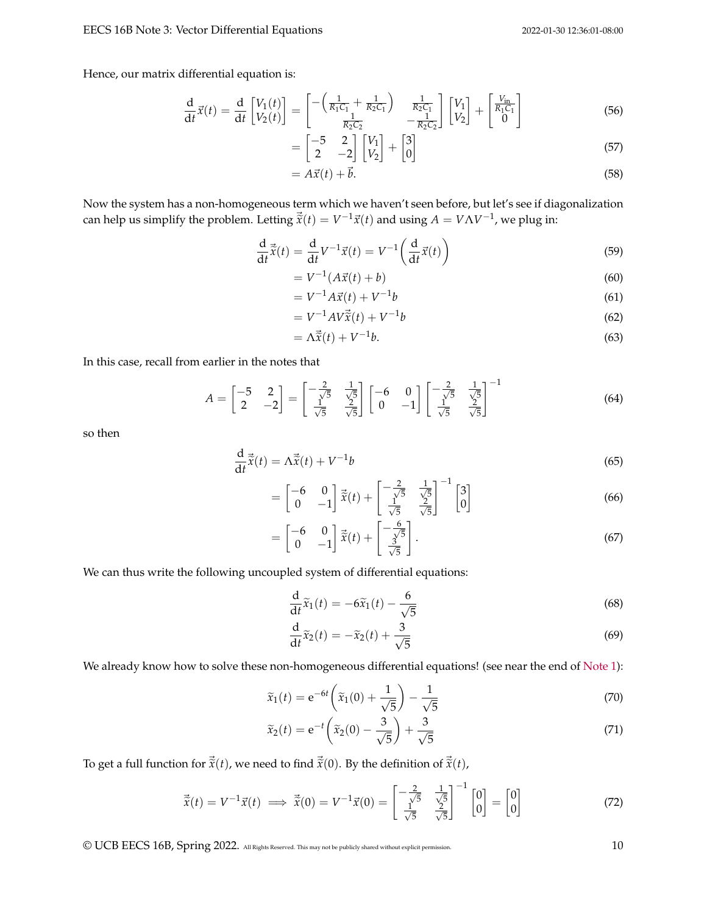Hence, our matrix differential equation is:

$$\frac{\mathrm{d}}{\mathrm{d}t}\vec{x}(t) = \frac{\mathrm{d}}{\mathrm{d}t}\begin{bmatrix} V_1(t) \\ V_2(t) \end{bmatrix} = \begin{bmatrix} -\left(\frac{1}{R_1C_1} + \frac{1}{R_2C_1}\right) & \frac{1}{R_2C_1} \\ \frac{1}{R_2C_2} & -\frac{1}{R_2C_2} \end{bmatrix}\begin{bmatrix} V_1 \\ V_2 \end{bmatrix} + \begin{bmatrix} \frac{V_{\text{in}}}{R_1C_1} \\ 0 \end{bmatrix} \tag{56}$$

$$= \begin{bmatrix} -5 & 2 \\ 2 & -2 \end{bmatrix}\begin{bmatrix} V_1 \\ V_2 \end{bmatrix} + \begin{bmatrix} 3 \\ 0 \end{bmatrix} \tag{57}$$

$$= A\vec{x}(t) + \vec{b}. \tag{58}$$

Now the system has a non-homogeneous term which we haven't seen before, but let's see if diagonalization can help us simplify the problem. Letting $\vec{\tilde{x}}(t) = V^{-1}\vec{x}(t)$ and using $A = V\Lambda V^{-1}$, we plug in:

$$\frac{\mathrm{d}}{\mathrm{d}t}\vec{\tilde{x}}(t) = \frac{\mathrm{d}}{\mathrm{d}t}V^{-1}\vec{x}(t) = V^{-1}\left(\frac{\mathrm{d}}{\mathrm{d}t}\vec{x}(t)\right) \tag{59}$$

$$= V^{-1}(A\vec{x}(t) + b) \tag{60}$$

$$= V^{-1}A\vec{x}(t) + V^{-1}b \tag{61}$$

$$= V^{-1}AV\vec{\tilde{x}}(t) + V^{-1}b \tag{62}$$

$$= \Lambda\vec{\tilde{x}}(t) + V^{-1}b. \tag{63}$$

In this case, recall from earlier in the notes that

$$A = \begin{bmatrix} -5 & 2 \\ 2 & -2 \end{bmatrix} = \begin{bmatrix} -\frac{2}{\sqrt{5}} & \frac{1}{\sqrt{5}} \\ \frac{1}{\sqrt{5}} & \frac{2}{\sqrt{5}} \end{bmatrix}\begin{bmatrix} -6 & 0 \\ 0 & -1 \end{bmatrix}\begin{bmatrix} -\frac{2}{\sqrt{5}} & \frac{1}{\sqrt{5}} \\ \frac{1}{\sqrt{5}} & \frac{2}{\sqrt{5}} \end{bmatrix}^{-1} \tag{64}$$

so then

$$\frac{\mathrm{d}}{\mathrm{d}t}\vec{\tilde{x}}(t) = \Lambda\vec{\tilde{x}}(t) + V^{-1}b \tag{65}$$

$$= \begin{bmatrix} -6 & 0 \\ 0 & -1 \end{bmatrix}\vec{\tilde{x}}(t) + \begin{bmatrix} -\frac{2}{\sqrt{5}} & \frac{1}{\sqrt{5}} \\ \frac{1}{\sqrt{5}} & \frac{2}{\sqrt{5}} \end{bmatrix}^{-1}\begin{bmatrix} 3 \\ 0 \end{bmatrix} \tag{66}$$

$$= \begin{bmatrix} -6 & 0 \\ 0 & -1 \end{bmatrix}\vec{\tilde{x}}(t) + \begin{bmatrix} -\frac{6}{\sqrt{5}} \\ \frac{3}{\sqrt{5}} \end{bmatrix}. \tag{67}$$

We can thus write the following uncoupled system of differential equations:

$$\frac{\mathrm{d}}{\mathrm{d}t}\tilde{x}_1(t) = -6\tilde{x}_1(t) - \frac{6}{\sqrt{5}} \tag{68}$$

$$\frac{\mathrm{d}}{\mathrm{d}t}\tilde{x}_2(t) = -\tilde{x}_2(t) + \frac{3}{\sqrt{5}} \tag{69}$$

We already know how to solve these non-homogeneous differential equations! (see near the end of Note 1):

$$\tilde{x}_1(t) = \mathrm{e}^{-6t}\left(\tilde{x}_1(0) + \frac{1}{\sqrt{5}}\right) - \frac{1}{\sqrt{5}} \tag{70}$$

$$\tilde{x}_2(t) = \mathrm{e}^{-t}\left(\tilde{x}_2(0) - \frac{3}{\sqrt{5}}\right) + \frac{3}{\sqrt{5}} \tag{71}$$

To get a full function for $\vec{\tilde{x}}(t)$, we need to find $\vec{\tilde{x}}(0)$. By the definition of $\vec{\tilde{x}}(t)$,

$$\vec{\tilde{x}}(t) = V^{-1}\vec{x}(t) \implies \vec{\tilde{x}}(0) = V^{-1}\vec{x}(0) = \begin{bmatrix} -\frac{2}{\sqrt{5}} & \frac{1}{\sqrt{5}} \\ \frac{1}{\sqrt{5}} & \frac{2}{\sqrt{5}} \end{bmatrix}^{-1}\begin{bmatrix} 0 \\ 0 \end{bmatrix} = \begin{bmatrix} 0 \\ 0 \end{bmatrix} \tag{72}$$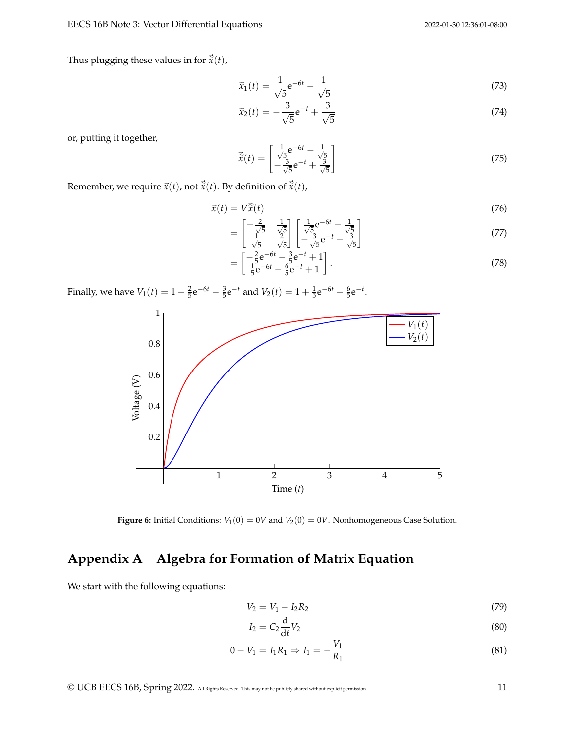Thus plugging these values in for $\vec{\tilde{x}}(t)$,

$$\tilde{x}_1(t) = \frac{1}{\sqrt{5}}e^{-6t} - \frac{1}{\sqrt{5}} \tag{73}$$

$$\tilde{x}_2(t) = -\frac{3}{\sqrt{5}}e^{-t} + \frac{3}{\sqrt{5}} \tag{74}$$

or, putting it together,

$$\vec{\tilde{x}}(t) = \begin{bmatrix} \frac{1}{\sqrt{5}}e^{-6t} - \frac{1}{\sqrt{5}} \\ -\frac{3}{\sqrt{5}}e^{-t} + \frac{3}{\sqrt{5}} \end{bmatrix} \tag{75}$$

Remember, we require $\vec{x}(t)$, not $\vec{\tilde{x}}(t)$. By definition of $\vec{\tilde{x}}(t)$,

$$\vec{x}(t) = V\vec{\tilde{x}}(t) \tag{76}$$

$$= \begin{bmatrix} -\frac{2}{\sqrt{5}} & \frac{1}{\sqrt{5}} \\ \frac{1}{\sqrt{5}} & \frac{2}{\sqrt{5}} \end{bmatrix} \begin{bmatrix} \frac{1}{\sqrt{5}}e^{-6t} - \frac{1}{\sqrt{5}} \\ -\frac{3}{\sqrt{5}}e^{-t} + \frac{3}{\sqrt{5}} \end{bmatrix} \tag{77}$$

$$= \begin{bmatrix} -\frac{2}{5}e^{-6t} - \frac{3}{5}e^{-t} + 1 \\ \frac{1}{5}e^{-6t} - \frac{6}{5}e^{-t} + 1 \end{bmatrix}. \tag{78}$$

Finally, we have $V_1(t) = 1 - \frac{2}{5}e^{-6t} - \frac{3}{5}e^{-t}$ and $V_2(t) = 1 + \frac{1}{5}e^{-6t} - \frac{6}{5}e^{-t}$.

**Figure 6:** Initial Conditions: $V_1(0) = 0V$ and $V_2(0) = 0V$. Nonhomogeneous Case Solution.

# Appendix A Algebra for Formation of Matrix Equation

We start with the following equations:

$$V_2 = V_1 - I_2R_2 \tag{79}$$

$$I_2 = C_2\frac{d}{dt}V_2 \tag{80}$$

$$0 - V_1 = I_1R_1 \Rightarrow I_1 = -\frac{V_1}{R_1} \tag{81}$$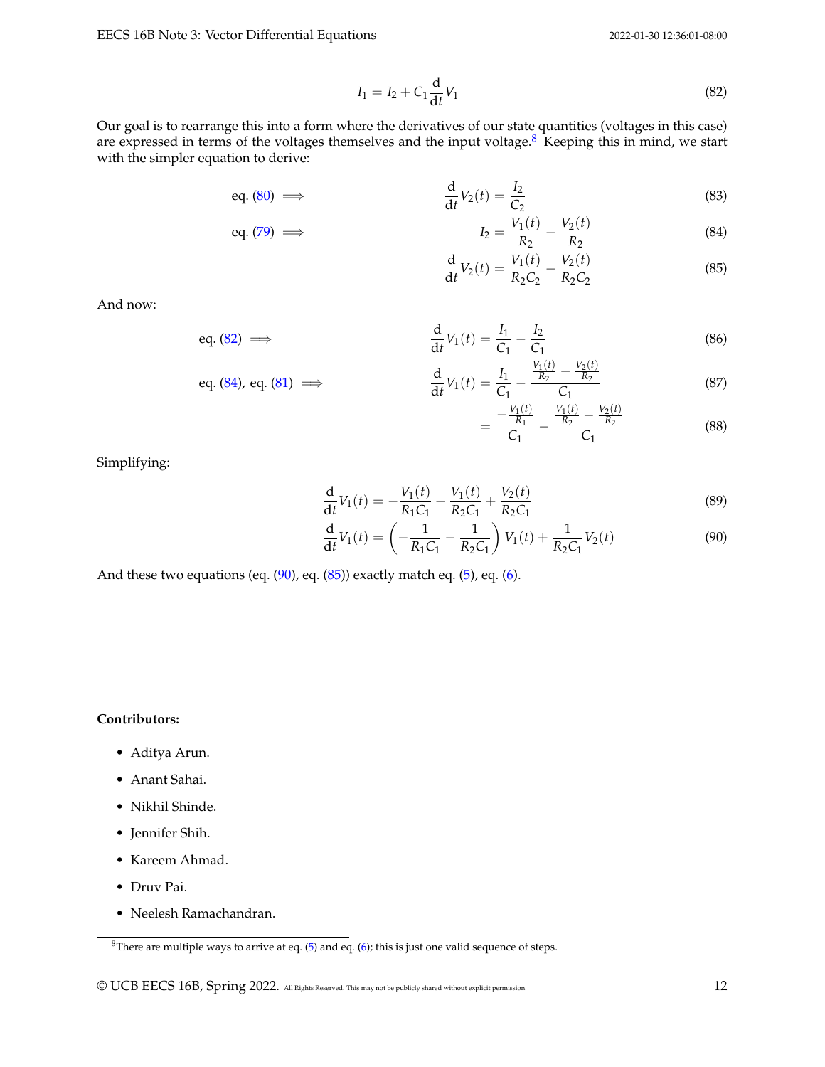$$I_1 = I_2 + C_1 \frac{\mathrm{d}}{\mathrm{d}t} V_1 \tag{82}$$

Our goal is to rearrange this into a form where the derivatives of our state quantities (voltages in this case) are expressed in terms of the voltages themselves and the input voltage.[8] Keeping this in mind, we start with the simpler equation to derive:

$$\text{eq. (80)} \implies \quad \frac{\mathrm{d}}{\mathrm{d}t} V_2(t) = \frac{I_2}{C_2} \tag{83}$$

$$\text{eq. (79)} \implies \quad I_2 = \frac{V_1(t)}{R_2} - \frac{V_2(t)}{R_2} \tag{84}$$

$$\frac{\mathrm{d}}{\mathrm{d}t} V_2(t) = \frac{V_1(t)}{R_2 C_2} - \frac{V_2(t)}{R_2 C_2} \tag{85}$$

And now:

$$\text{eq. (82)} \implies \quad \frac{\mathrm{d}}{\mathrm{d}t} V_1(t) = \frac{I_1}{C_1} - \frac{I_2}{C_1} \tag{86}$$

$$\text{eq. (84), eq. (81)} \implies \quad \frac{\mathrm{d}}{\mathrm{d}t} V_1(t) = \frac{I_1}{C_1} - \frac{\frac{V_1(t)}{R_2} - \frac{V_2(t)}{R_2}}{C_1} \tag{87}$$

$$= \frac{-\frac{V_1(t)}{R_1}}{C_1} - \frac{\frac{V_1(t)}{R_2} - \frac{V_2(t)}{R_2}}{C_1} \tag{88}$$

Simplifying:

$$\frac{\mathrm{d}}{\mathrm{d}t} V_1(t) = -\frac{V_1(t)}{R_1 C_1} - \frac{V_1(t)}{R_2 C_1} + \frac{V_2(t)}{R_2 C_1} \tag{89}$$

$$\frac{\mathrm{d}}{\mathrm{d}t} V_1(t) = \left( -\frac{1}{R_1 C_1} - \frac{1}{R_2 C_1} \right) V_1(t) + \frac{1}{R_2 C_1} V_2(t) \tag{90}$$

And these two equations (eq. (90), eq. (85)) exactly match eq. (5), eq. (6).

**Contributors:**

- Aditya Arun.
- Anant Sahai.
- Nikhil Shinde.
- Jennifer Shih.
- Kareem Ahmad.
- Druv Pai.
- Neelesh Ramachandran.

[8] There are multiple ways to arrive at eq. (5) and eq. (6); this is just one valid sequence of steps.